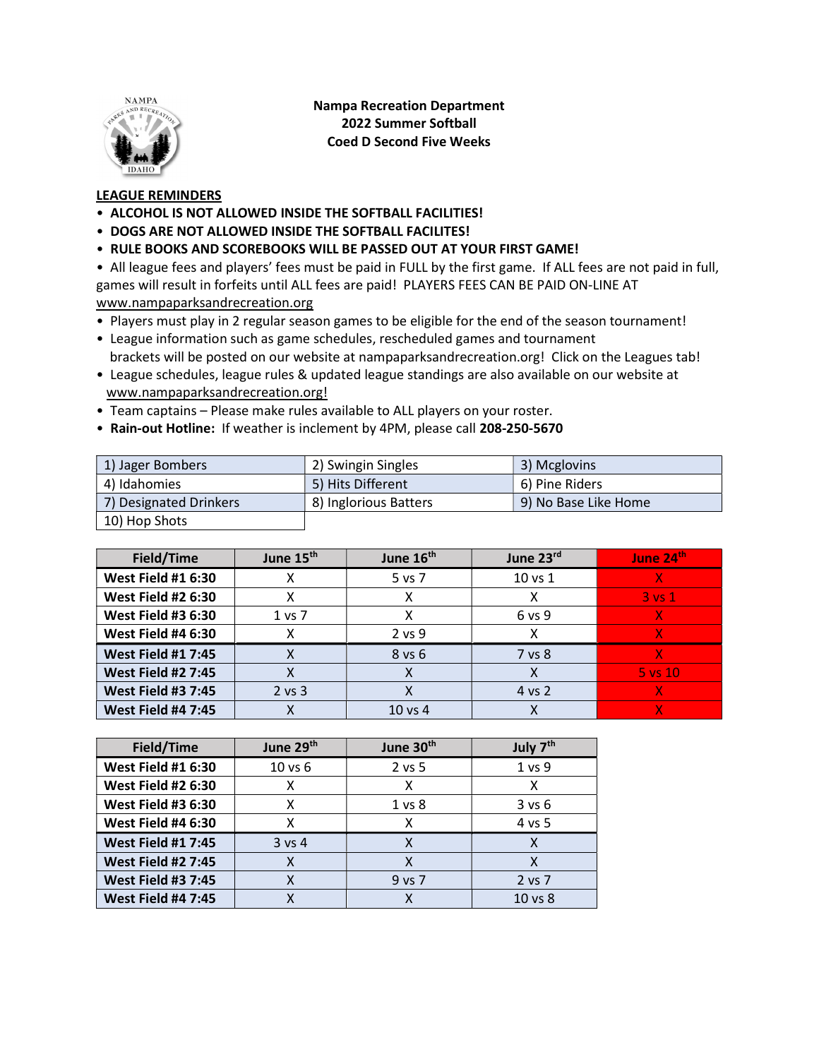**Nampa Recreation Department**
**2022 Summer Softball**
**Coed D Second Five Weeks**

**LEAGUE REMINDERS**

- **ALCOHOL IS NOT ALLOWED INSIDE THE SOFTBALL FACILITIES!**
- **DOGS ARE NOT ALLOWED INSIDE THE SOFTBALL FACILITES!**
- **RULE BOOKS AND SCOREBOOKS WILL BE PASSED OUT AT YOUR FIRST GAME!**
- All league fees and players' fees must be paid in FULL by the first game. If ALL fees are not paid in full, games will result in forfeits until ALL fees are paid! PLAYERS FEES CAN BE PAID ON-LINE AT www.nampaparksandrecreation.org
- Players must play in 2 regular season games to be eligible for the end of the season tournament!
- League information such as game schedules, rescheduled games and tournament brackets will be posted on our website at nampaparksandrecreation.org! Click on the Leagues tab!
- League schedules, league rules & updated league standings are also available on our website at www.nampaparksandrecreation.org!
- Team captains – Please make rules available to ALL players on your roster.
- **Rain-out Hotline:** If weather is inclement by 4PM, please call **208-250-5670**

| | | |
|---|---|---|
| 1) Jager Bombers | 2) Swingin Singles | 3) Mcglovins |
| 4) Idahomies | 5) Hits Different | 6) Pine Riders |
| 7) Designated Drinkers | 8) Inglorious Batters | 9) No Base Like Home |
| 10) Hop Shots | | |

| Field/Time | June 15th | June 16th | June 23rd | June 24th |
|---|---|---|---|---|
| **West Field #1 6:30** | X | 5 vs 7 | 10 vs 1 | X |
| **West Field #2 6:30** | X | X | X | 3 vs 1 |
| **West Field #3 6:30** | 1 vs 7 | X | 6 vs 9 | X |
| **West Field #4 6:30** | X | 2 vs 9 | X | X |
| **West Field #1 7:45** | X | 8 vs 6 | 7 vs 8 | X |
| **West Field #2 7:45** | X | X | X | 5 vs 10 |
| **West Field #3 7:45** | 2 vs 3 | X | 4 vs 2 | X |
| **West Field #4 7:45** | X | 10 vs 4 | X | X |

| Field/Time | June 29th | June 30th | July 7th |
|---|---|---|---|
| **West Field #1 6:30** | 10 vs 6 | 2 vs 5 | 1 vs 9 |
| **West Field #2 6:30** | X | X | X |
| **West Field #3 6:30** | X | 1 vs 8 | 3 vs 6 |
| **West Field #4 6:30** | X | X | 4 vs 5 |
| **West Field #1 7:45** | 3 vs 4 | X | X |
| **West Field #2 7:45** | X | X | X |
| **West Field #3 7:45** | X | 9 vs 7 | 2 vs 7 |
| **West Field #4 7:45** | X | X | 10 vs 8 |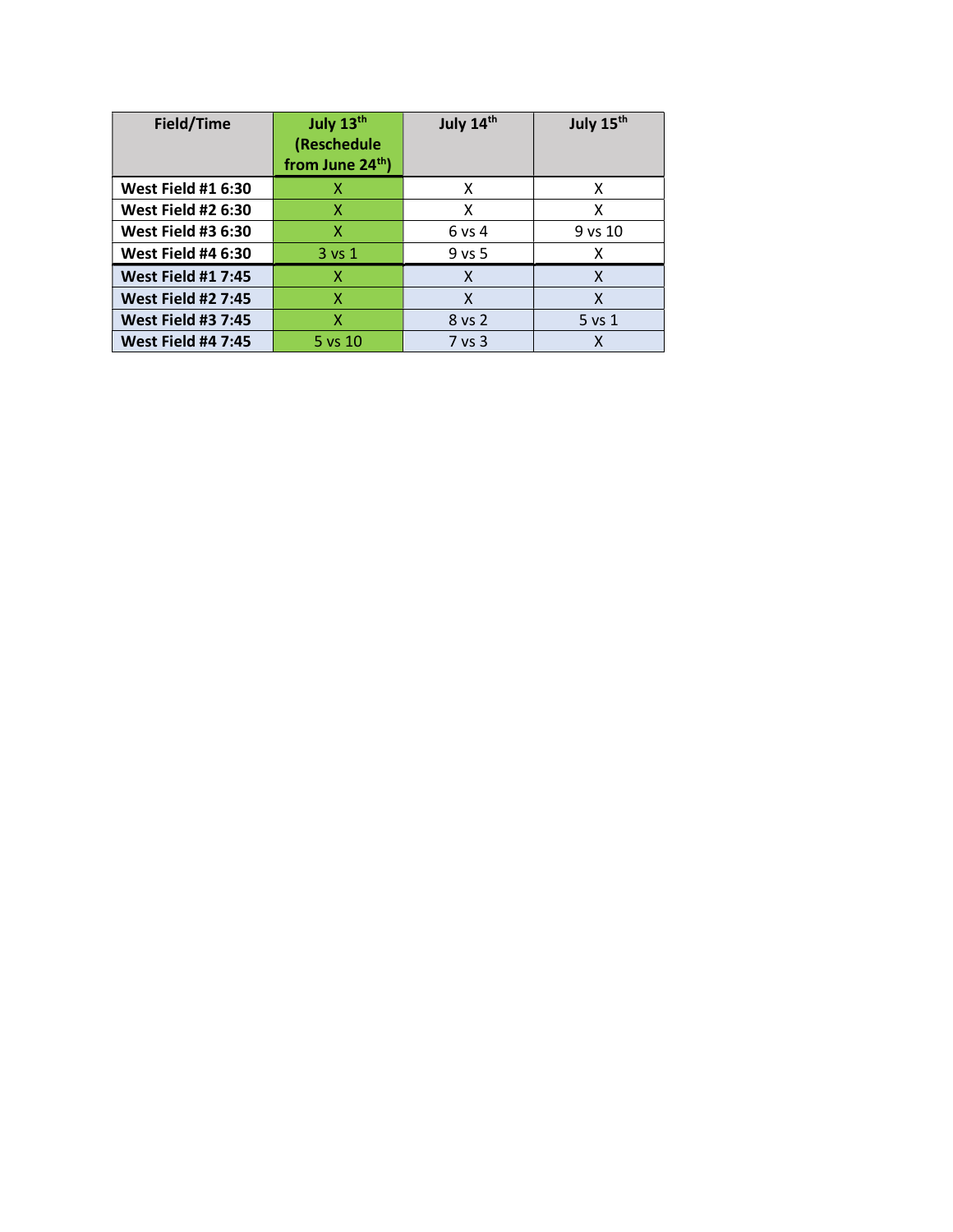| Field/Time | July 13th (Reschedule from June 24th) | July 14th | July 15th |
|---|---|---|---|
| **West Field #1 6:30** | X | X | X |
| **West Field #2 6:30** | X | X | X |
| **West Field #3 6:30** | X | 6 vs 4 | 9 vs 10 |
| **West Field #4 6:30** | 3 vs 1 | 9 vs 5 | X |
| **West Field #1 7:45** | X | X | X |
| **West Field #2 7:45** | X | X | X |
| **West Field #3 7:45** | X | 8 vs 2 | 5 vs 1 |
| **West Field #4 7:45** | 5 vs 10 | 7 vs 3 | X |